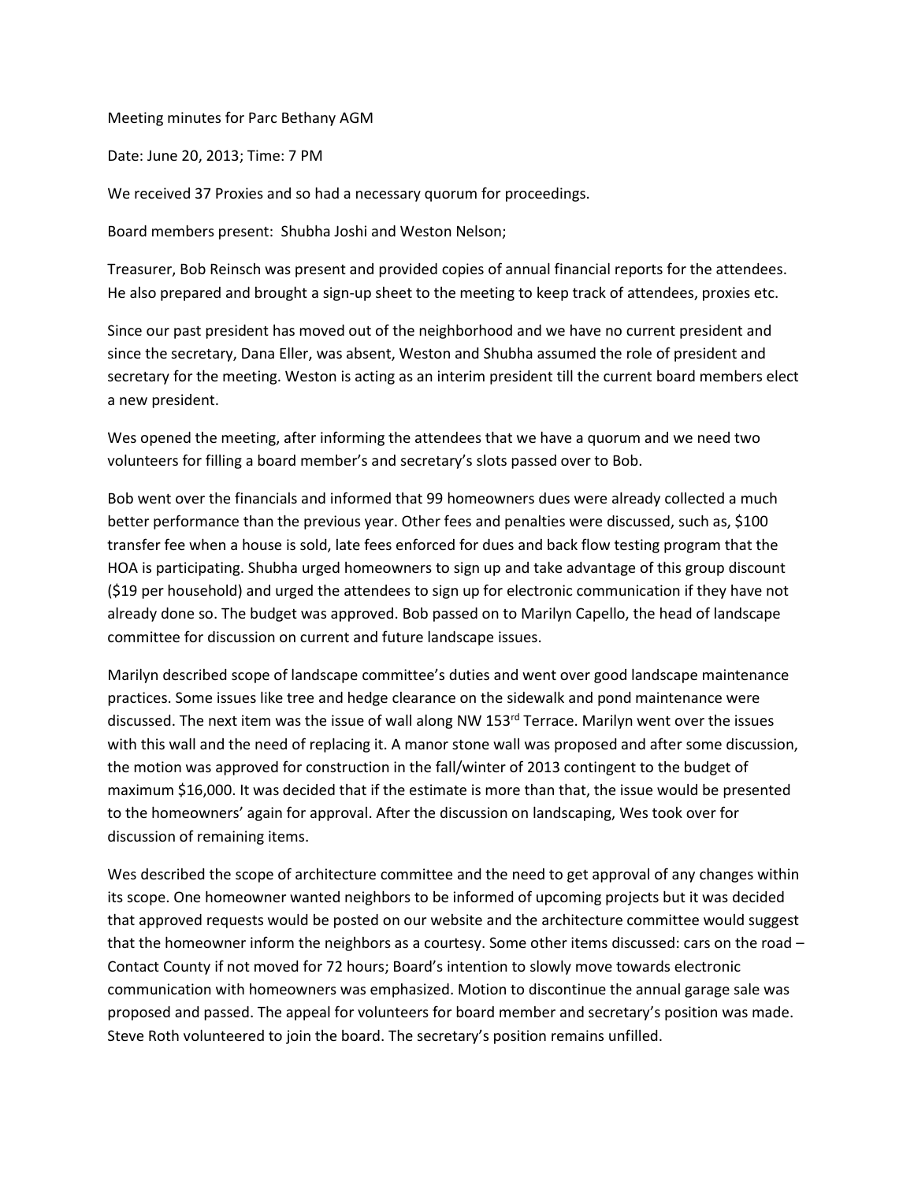Meeting minutes for Parc Bethany AGM

Date: June 20, 2013; Time: 7 PM

We received 37 Proxies and so had a necessary quorum for proceedings.

Board members present: Shubha Joshi and Weston Nelson;

Treasurer, Bob Reinsch was present and provided copies of annual financial reports for the attendees. He also prepared and brought a sign-up sheet to the meeting to keep track of attendees, proxies etc.

Since our past president has moved out of the neighborhood and we have no current president and since the secretary, Dana Eller, was absent, Weston and Shubha assumed the role of president and secretary for the meeting. Weston is acting as an interim president till the current board members elect a new president.

Wes opened the meeting, after informing the attendees that we have a quorum and we need two volunteers for filling a board member's and secretary's slots passed over to Bob.

Bob went over the financials and informed that 99 homeowners dues were already collected a much better performance than the previous year. Other fees and penalties were discussed, such as, $100 transfer fee when a house is sold, late fees enforced for dues and back flow testing program that the HOA is participating. Shubha urged homeowners to sign up and take advantage of this group discount ($19 per household) and urged the attendees to sign up for electronic communication if they have not already done so. The budget was approved. Bob passed on to Marilyn Capello, the head of landscape committee for discussion on current and future landscape issues.

Marilyn described scope of landscape committee's duties and went over good landscape maintenance practices. Some issues like tree and hedge clearance on the sidewalk and pond maintenance were discussed. The next item was the issue of wall along NW 153rd Terrace. Marilyn went over the issues with this wall and the need of replacing it. A manor stone wall was proposed and after some discussion, the motion was approved for construction in the fall/winter of 2013 contingent to the budget of maximum $16,000. It was decided that if the estimate is more than that, the issue would be presented to the homeowners' again for approval. After the discussion on landscaping, Wes took over for discussion of remaining items.

Wes described the scope of architecture committee and the need to get approval of any changes within its scope. One homeowner wanted neighbors to be informed of upcoming projects but it was decided that approved requests would be posted on our website and the architecture committee would suggest that the homeowner inform the neighbors as a courtesy. Some other items discussed: cars on the road – Contact County if not moved for 72 hours; Board's intention to slowly move towards electronic communication with homeowners was emphasized. Motion to discontinue the annual garage sale was proposed and passed. The appeal for volunteers for board member and secretary's position was made. Steve Roth volunteered to join the board. The secretary's position remains unfilled.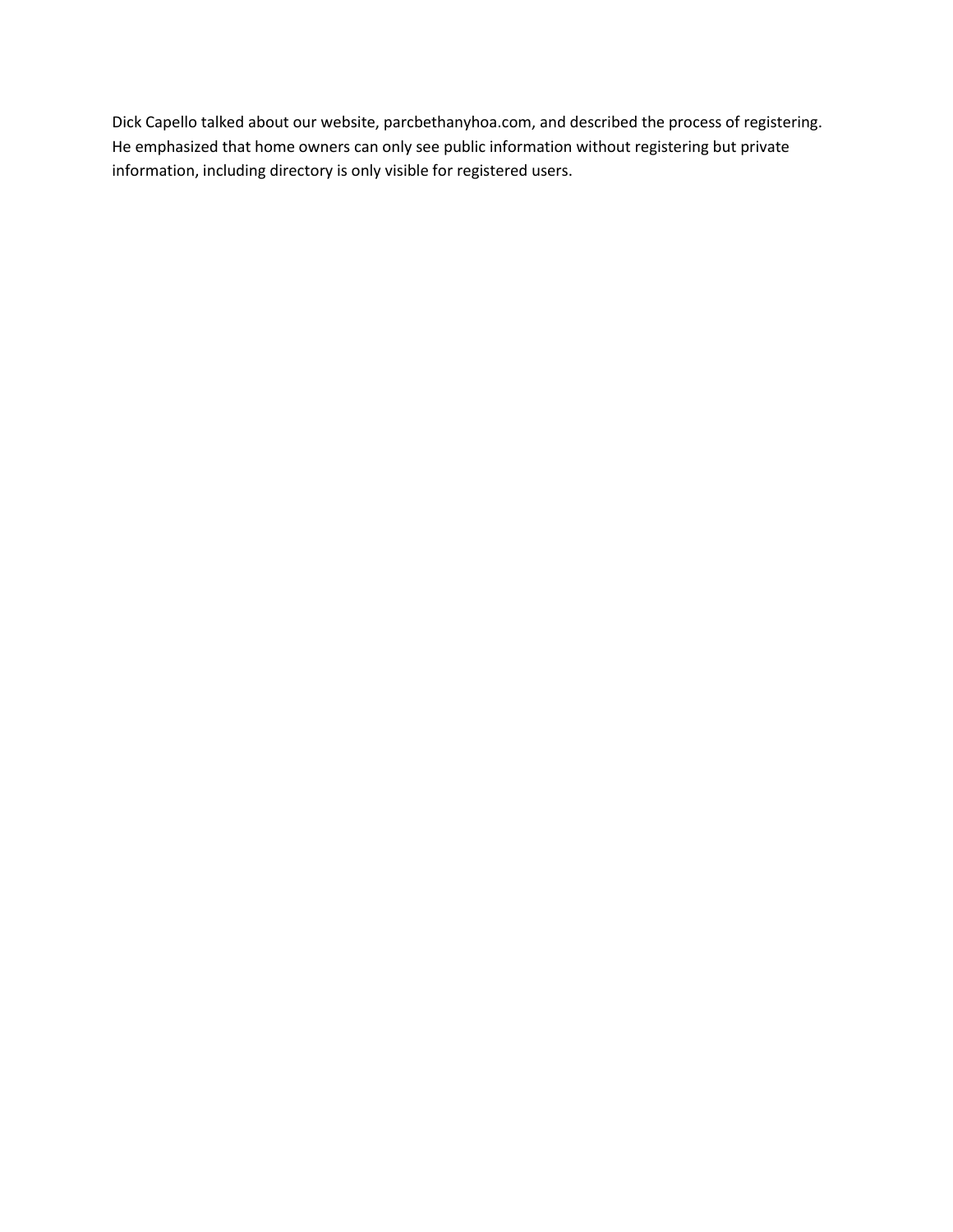Dick Capello talked about our website, parcbethanyhoa.com, and described the process of registering. He emphasized that home owners can only see public information without registering but private information, including directory is only visible for registered users.